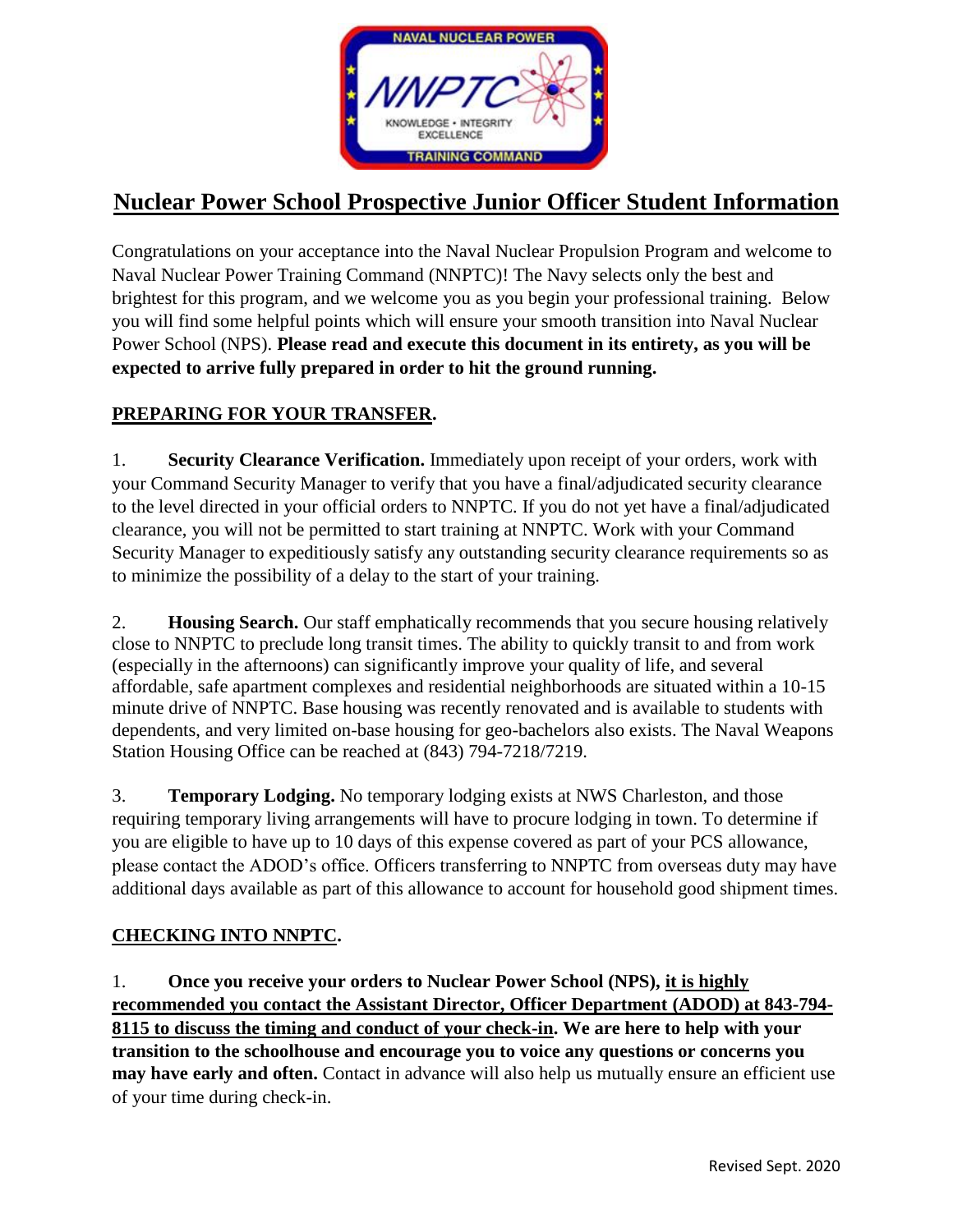# Nuclear Power School Prospective Junior Officer Student Information

Congratulations on your acceptance into the Naval Nuclear Propulsion Program and welcome to Naval Nuclear Power Training Command (NNPTC)! The Navy selects only the best and brightest for this program, and we welcome you as you begin your professional training. Below you will find some helpful points which will ensure your smooth transition into Naval Nuclear Power School (NPS). **Please read and execute this document in its entirety, as you will be expected to arrive fully prepared in order to hit the ground running.**

## PREPARING FOR YOUR TRANSFER.

1. **Security Clearance Verification.** Immediately upon receipt of your orders, work with your Command Security Manager to verify that you have a final/adjudicated security clearance to the level directed in your official orders to NNPTC. If you do not yet have a final/adjudicated clearance, you will not be permitted to start training at NNPTC. Work with your Command Security Manager to expeditiously satisfy any outstanding security clearance requirements so as to minimize the possibility of a delay to the start of your training.

2. **Housing Search.** Our staff emphatically recommends that you secure housing relatively close to NNPTC to preclude long transit times. The ability to quickly transit to and from work (especially in the afternoons) can significantly improve your quality of life, and several affordable, safe apartment complexes and residential neighborhoods are situated within a 10-15 minute drive of NNPTC. Base housing was recently renovated and is available to students with dependents, and very limited on-base housing for geo-bachelors also exists. The Naval Weapons Station Housing Office can be reached at (843) 794-7218/7219.

3. **Temporary Lodging.** No temporary lodging exists at NWS Charleston, and those requiring temporary living arrangements will have to procure lodging in town. To determine if you are eligible to have up to 10 days of this expense covered as part of your PCS allowance, please contact the ADOD's office. Officers transferring to NNPTC from overseas duty may have additional days available as part of this allowance to account for household good shipment times.

## CHECKING INTO NNPTC.

1. **Once you receive your orders to Nuclear Power School (NPS), <u>it is highly recommended you contact the Assistant Director, Officer Department (ADOD) at 843-794-8115 to discuss the timing and conduct of your check-in</u>. We are here to help with your transition to the schoolhouse and encourage you to voice any questions or concerns you may have early and often.** Contact in advance will also help us mutually ensure an efficient use of your time during check-in.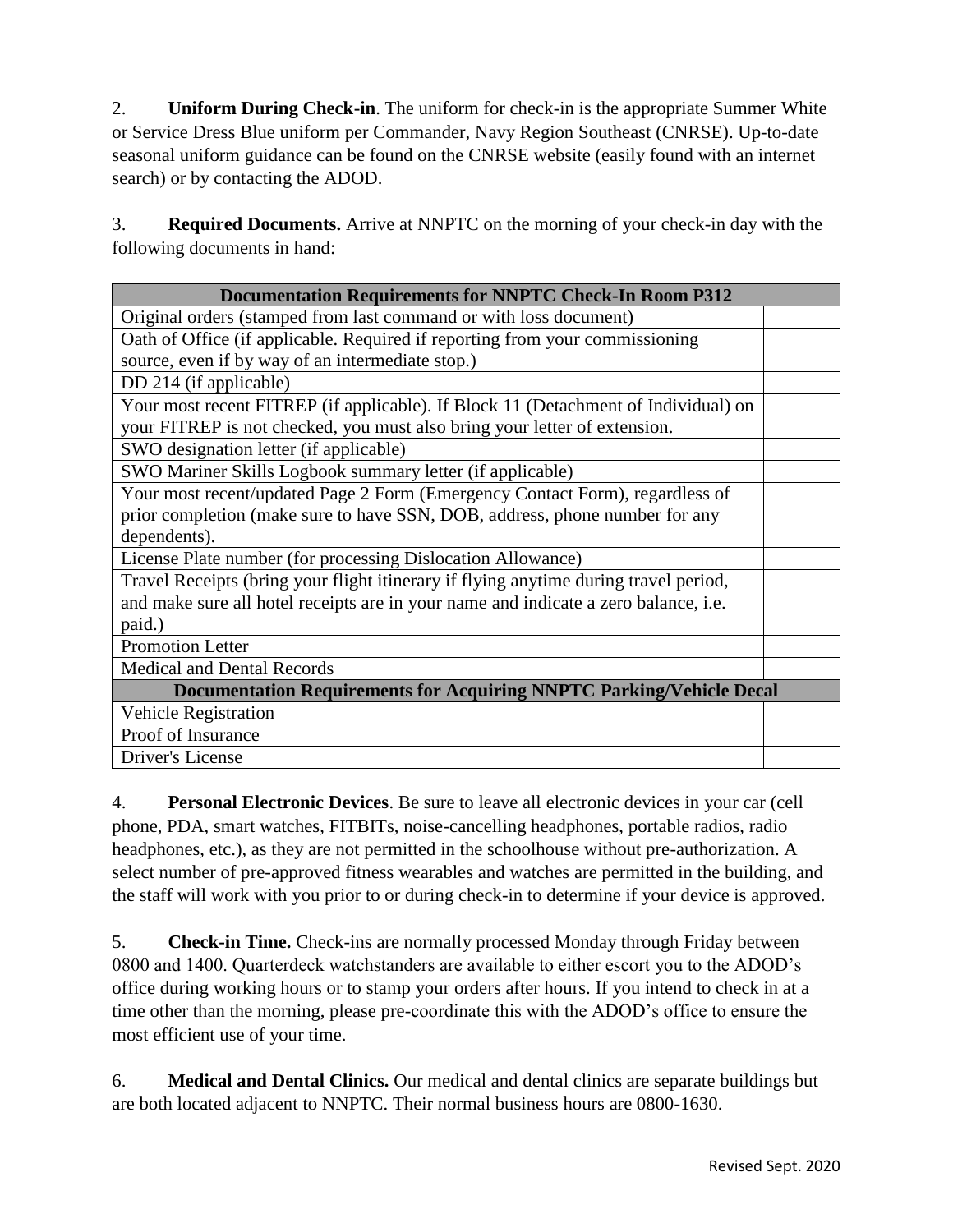2. **Uniform During Check-in**. The uniform for check-in is the appropriate Summer White or Service Dress Blue uniform per Commander, Navy Region Southeast (CNRSE). Up-to-date seasonal uniform guidance can be found on the CNRSE website (easily found with an internet search) or by contacting the ADOD.

3. **Required Documents.** Arrive at NNPTC on the morning of your check-in day with the following documents in hand:

| Documentation Requirements for NNPTC Check-In Room P312 | |
|---|---|
| Original orders (stamped from last command or with loss document) | |
| Oath of Office (if applicable. Required if reporting from your commissioning source, even if by way of an intermediate stop.) | |
| DD 214 (if applicable) | |
| Your most recent FITREP (if applicable). If Block 11 (Detachment of Individual) on your FITREP is not checked, you must also bring your letter of extension. | |
| SWO designation letter (if applicable) | |
| SWO Mariner Skills Logbook summary letter (if applicable) | |
| Your most recent/updated Page 2 Form (Emergency Contact Form), regardless of prior completion (make sure to have SSN, DOB, address, phone number for any dependents). | |
| License Plate number (for processing Dislocation Allowance) | |
| Travel Receipts (bring your flight itinerary if flying anytime during travel period, and make sure all hotel receipts are in your name and indicate a zero balance, i.e. paid.) | |
| Promotion Letter | |
| Medical and Dental Records | |
| **Documentation Requirements for Acquiring NNPTC Parking/Vehicle Decal** | |
| Vehicle Registration | |
| Proof of Insurance | |
| Driver's License | |

4. **Personal Electronic Devices**. Be sure to leave all electronic devices in your car (cell phone, PDA, smart watches, FITBITs, noise-cancelling headphones, portable radios, radio headphones, etc.), as they are not permitted in the schoolhouse without pre-authorization. A select number of pre-approved fitness wearables and watches are permitted in the building, and the staff will work with you prior to or during check-in to determine if your device is approved.

5. **Check-in Time.** Check-ins are normally processed Monday through Friday between 0800 and 1400. Quarterdeck watchstanders are available to either escort you to the ADOD's office during working hours or to stamp your orders after hours. If you intend to check in at a time other than the morning, please pre-coordinate this with the ADOD's office to ensure the most efficient use of your time.

6. **Medical and Dental Clinics.** Our medical and dental clinics are separate buildings but are both located adjacent to NNPTC. Their normal business hours are 0800-1630.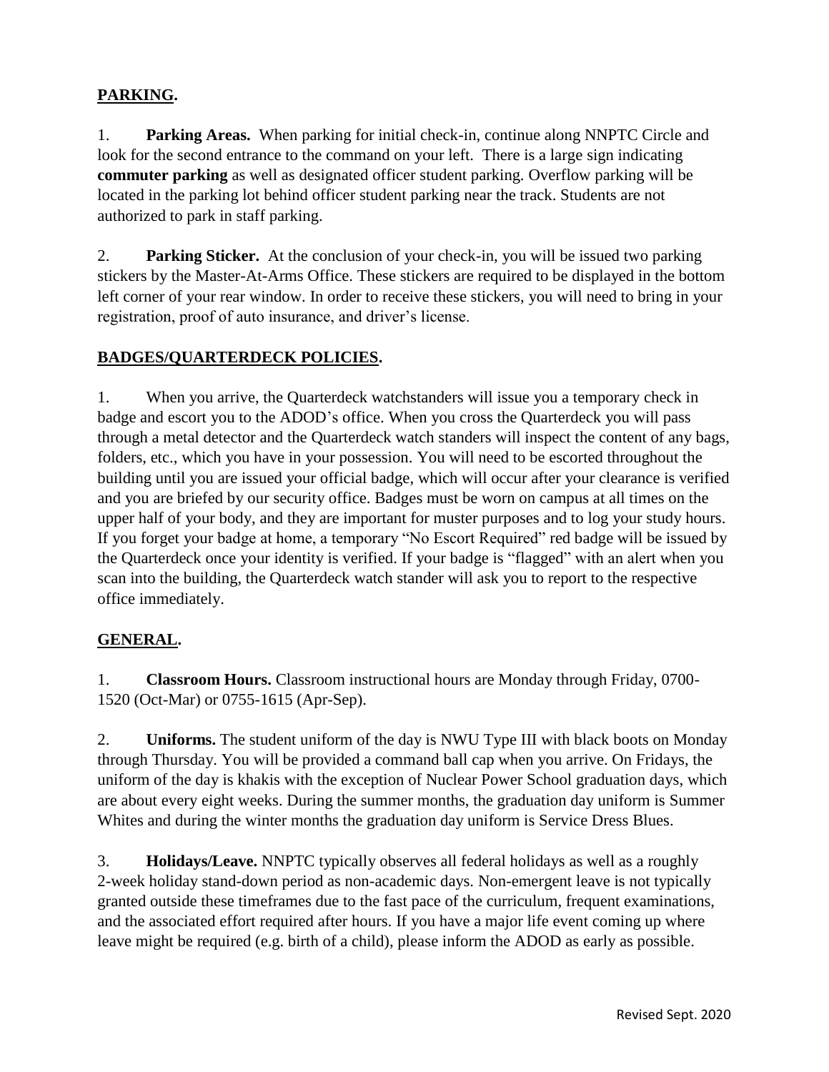## **PARKING.**

1. **Parking Areas.** When parking for initial check-in, continue along NNPTC Circle and look for the second entrance to the command on your left. There is a large sign indicating **commuter parking** as well as designated officer student parking. Overflow parking will be located in the parking lot behind officer student parking near the track. Students are not authorized to park in staff parking.

2. **Parking Sticker.** At the conclusion of your check-in, you will be issued two parking stickers by the Master-At-Arms Office. These stickers are required to be displayed in the bottom left corner of your rear window. In order to receive these stickers, you will need to bring in your registration, proof of auto insurance, and driver's license.

## **BADGES/QUARTERDECK POLICIES.**

1. When you arrive, the Quarterdeck watchstanders will issue you a temporary check in badge and escort you to the ADOD's office. When you cross the Quarterdeck you will pass through a metal detector and the Quarterdeck watch standers will inspect the content of any bags, folders, etc., which you have in your possession. You will need to be escorted throughout the building until you are issued your official badge, which will occur after your clearance is verified and you are briefed by our security office. Badges must be worn on campus at all times on the upper half of your body, and they are important for muster purposes and to log your study hours. If you forget your badge at home, a temporary "No Escort Required" red badge will be issued by the Quarterdeck once your identity is verified. If your badge is "flagged" with an alert when you scan into the building, the Quarterdeck watch stander will ask you to report to the respective office immediately.

## **GENERAL.**

1. **Classroom Hours.** Classroom instructional hours are Monday through Friday, 0700-1520 (Oct-Mar) or 0755-1615 (Apr-Sep).

2. **Uniforms.** The student uniform of the day is NWU Type III with black boots on Monday through Thursday. You will be provided a command ball cap when you arrive. On Fridays, the uniform of the day is khakis with the exception of Nuclear Power School graduation days, which are about every eight weeks. During the summer months, the graduation day uniform is Summer Whites and during the winter months the graduation day uniform is Service Dress Blues.

3. **Holidays/Leave.** NNPTC typically observes all federal holidays as well as a roughly 2-week holiday stand-down period as non-academic days. Non-emergent leave is not typically granted outside these timeframes due to the fast pace of the curriculum, frequent examinations, and the associated effort required after hours. If you have a major life event coming up where leave might be required (e.g. birth of a child), please inform the ADOD as early as possible.

Revised Sept. 2020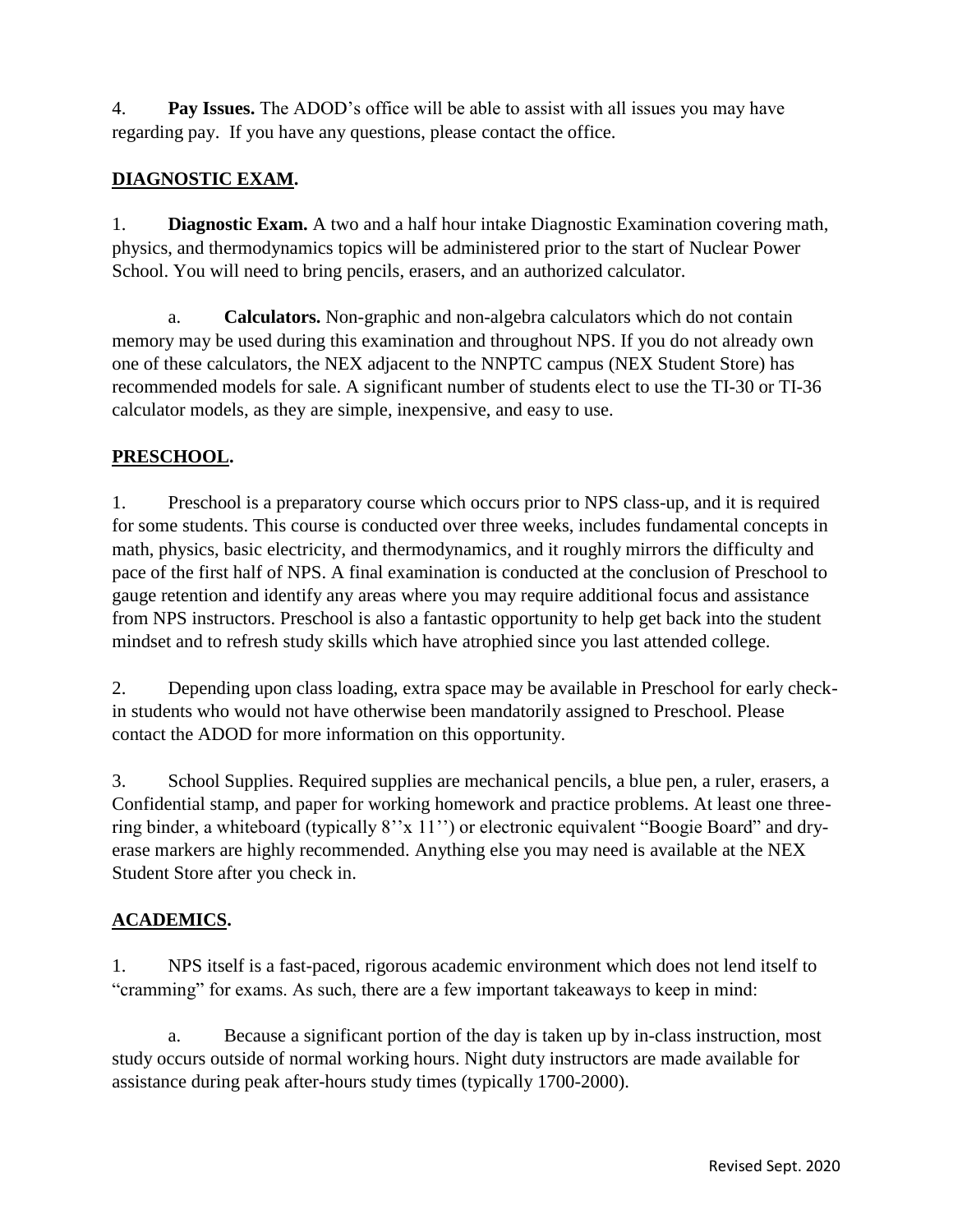4. **Pay Issues.** The ADOD's office will be able to assist with all issues you may have regarding pay. If you have any questions, please contact the office.

## DIAGNOSTIC EXAM.

1. **Diagnostic Exam.** A two and a half hour intake Diagnostic Examination covering math, physics, and thermodynamics topics will be administered prior to the start of Nuclear Power School. You will need to bring pencils, erasers, and an authorized calculator.

   a. **Calculators.** Non-graphic and non-algebra calculators which do not contain memory may be used during this examination and throughout NPS. If you do not already own one of these calculators, the NEX adjacent to the NNPTC campus (NEX Student Store) has recommended models for sale. A significant number of students elect to use the TI-30 or TI-36 calculator models, as they are simple, inexpensive, and easy to use.

## PRESCHOOL.

1. Preschool is a preparatory course which occurs prior to NPS class-up, and it is required for some students. This course is conducted over three weeks, includes fundamental concepts in math, physics, basic electricity, and thermodynamics, and it roughly mirrors the difficulty and pace of the first half of NPS. A final examination is conducted at the conclusion of Preschool to gauge retention and identify any areas where you may require additional focus and assistance from NPS instructors. Preschool is also a fantastic opportunity to help get back into the student mindset and to refresh study skills which have atrophied since you last attended college.

2. Depending upon class loading, extra space may be available in Preschool for early check-in students who would not have otherwise been mandatorily assigned to Preschool. Please contact the ADOD for more information on this opportunity.

3. School Supplies. Required supplies are mechanical pencils, a blue pen, a ruler, erasers, a Confidential stamp, and paper for working homework and practice problems. At least one three-ring binder, a whiteboard (typically 8''x 11'') or electronic equivalent "Boogie Board" and dry-erase markers are highly recommended. Anything else you may need is available at the NEX Student Store after you check in.

## ACADEMICS.

1. NPS itself is a fast-paced, rigorous academic environment which does not lend itself to "cramming" for exams. As such, there are a few important takeaways to keep in mind:

   a. Because a significant portion of the day is taken up by in-class instruction, most study occurs outside of normal working hours. Night duty instructors are made available for assistance during peak after-hours study times (typically 1700-2000).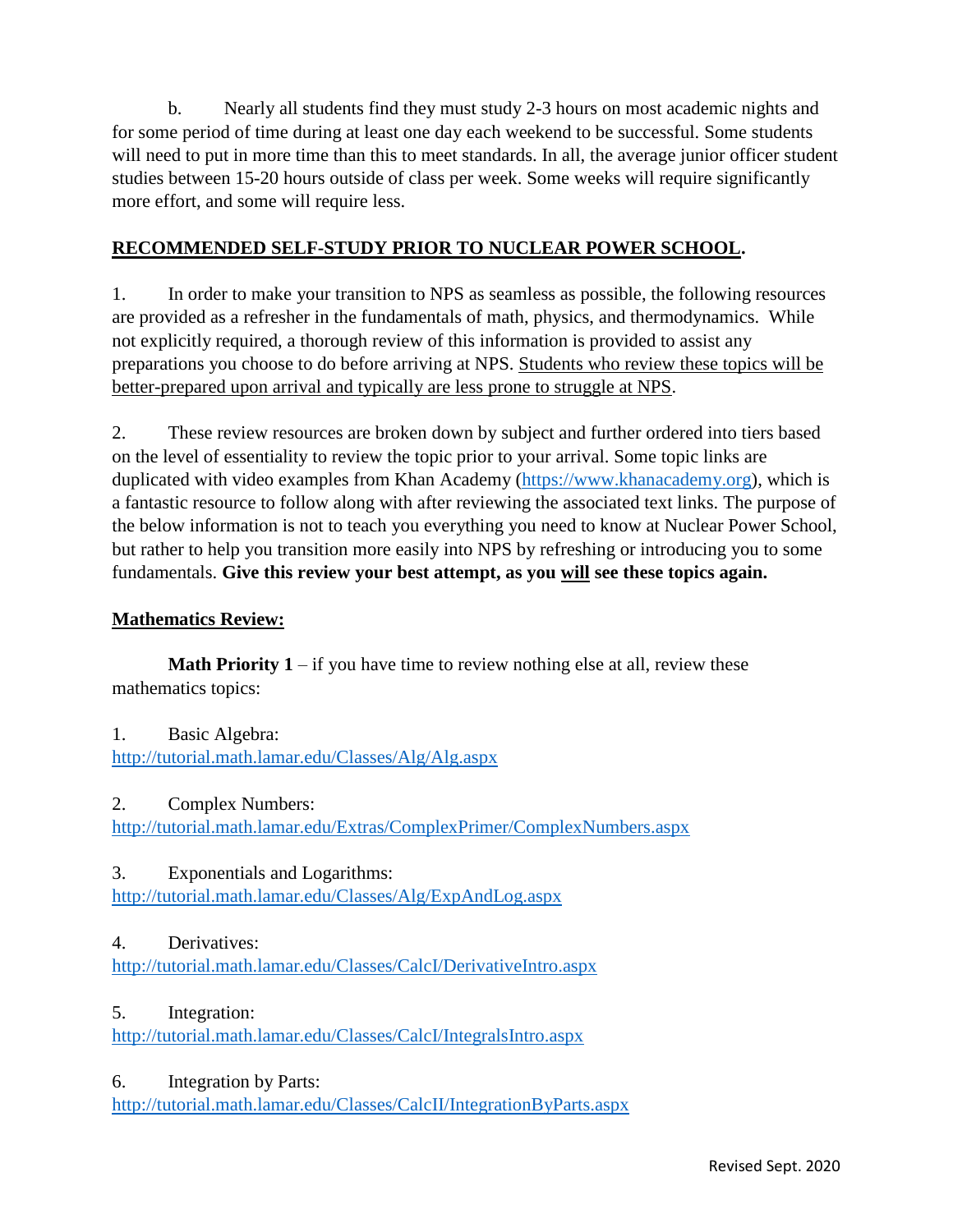b. Nearly all students find they must study 2-3 hours on most academic nights and for some period of time during at least one day each weekend to be successful. Some students will need to put in more time than this to meet standards. In all, the average junior officer student studies between 15-20 hours outside of class per week. Some weeks will require significantly more effort, and some will require less.

## RECOMMENDED SELF-STUDY PRIOR TO NUCLEAR POWER SCHOOL.

1. In order to make your transition to NPS as seamless as possible, the following resources are provided as a refresher in the fundamentals of math, physics, and thermodynamics. While not explicitly required, a thorough review of this information is provided to assist any preparations you choose to do before arriving at NPS. Students who review these topics will be better-prepared upon arrival and typically are less prone to struggle at NPS.

2. These review resources are broken down by subject and further ordered into tiers based on the level of essentiality to review the topic prior to your arrival. Some topic links are duplicated with video examples from Khan Academy (https://www.khanacademy.org), which is a fantastic resource to follow along with after reviewing the associated text links. The purpose of the below information is not to teach you everything you need to know at Nuclear Power School, but rather to help you transition more easily into NPS by refreshing or introducing you to some fundamentals. **Give this review your best attempt, as you will see these topics again.**

### Mathematics Review:

**Math Priority 1** – if you have time to review nothing else at all, review these mathematics topics:

1. Basic Algebra:
http://tutorial.math.lamar.edu/Classes/Alg/Alg.aspx

2. Complex Numbers:
http://tutorial.math.lamar.edu/Extras/ComplexPrimer/ComplexNumbers.aspx

3. Exponentials and Logarithms:
http://tutorial.math.lamar.edu/Classes/Alg/ExpAndLog.aspx

4. Derivatives:
http://tutorial.math.lamar.edu/Classes/CalcI/DerivativeIntro.aspx

5. Integration:
http://tutorial.math.lamar.edu/Classes/CalcI/IntegralsIntro.aspx

6. Integration by Parts:
http://tutorial.math.lamar.edu/Classes/CalcII/IntegrationByParts.aspx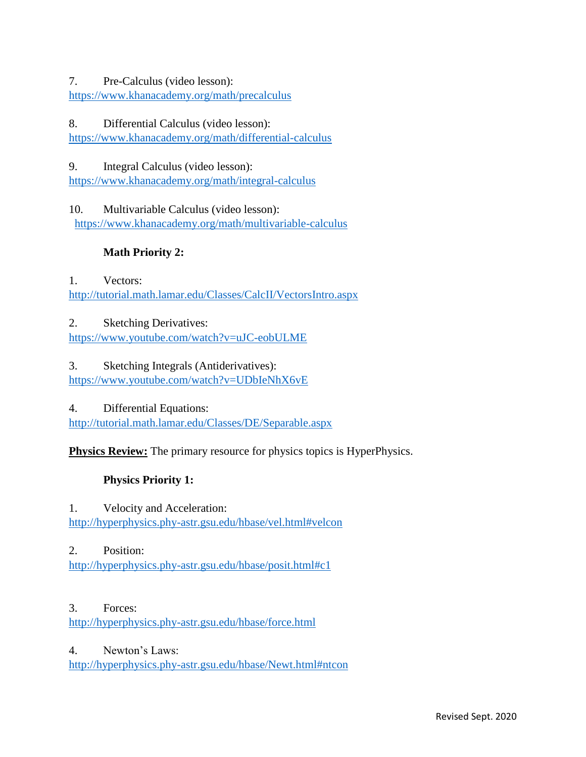7. Pre-Calculus (video lesson):
https://www.khanacademy.org/math/precalculus

8. Differential Calculus (video lesson):
https://www.khanacademy.org/math/differential-calculus

9. Integral Calculus (video lesson):
https://www.khanacademy.org/math/integral-calculus

10. Multivariable Calculus (video lesson):
https://www.khanacademy.org/math/multivariable-calculus

**Math Priority 2:**

1. Vectors:
http://tutorial.math.lamar.edu/Classes/CalcII/VectorsIntro.aspx

2. Sketching Derivatives:
https://www.youtube.com/watch?v=uJC-eobULME

3. Sketching Integrals (Antiderivatives):
https://www.youtube.com/watch?v=UDbIeNhX6vE

4. Differential Equations:
http://tutorial.math.lamar.edu/Classes/DE/Separable.aspx

**<u>Physics Review:</u>** The primary resource for physics topics is HyperPhysics.

**Physics Priority 1:**

1. Velocity and Acceleration:
http://hyperphysics.phy-astr.gsu.edu/hbase/vel.html#velcon

2. Position:
http://hyperphysics.phy-astr.gsu.edu/hbase/posit.html#c1

3. Forces:
http://hyperphysics.phy-astr.gsu.edu/hbase/force.html

4. Newton's Laws:
http://hyperphysics.phy-astr.gsu.edu/hbase/Newt.html#ntcon

Revised Sept. 2020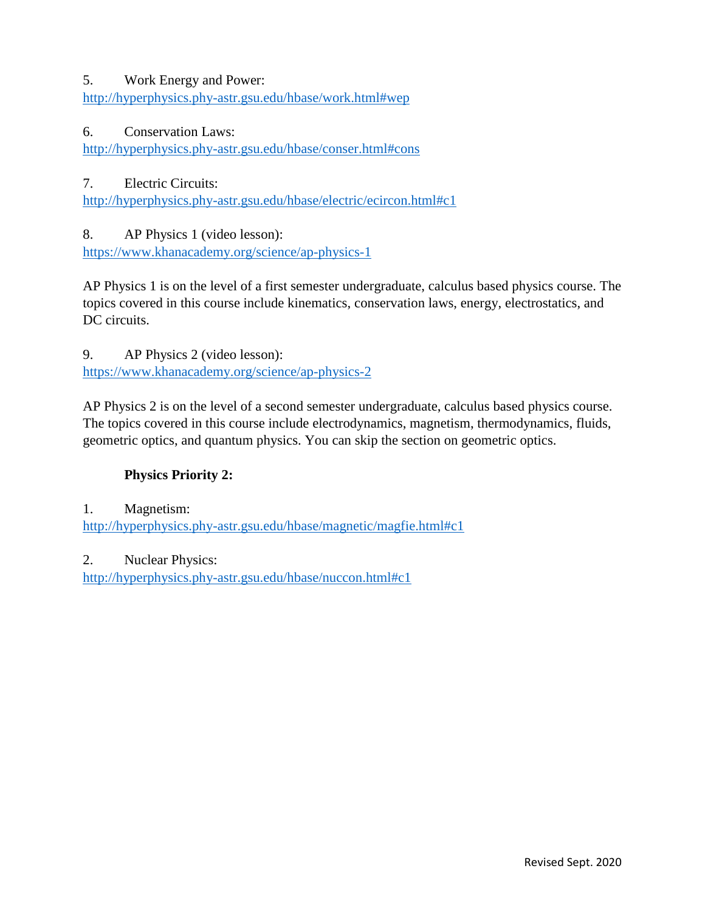5. Work Energy and Power:
http://hyperphysics.phy-astr.gsu.edu/hbase/work.html#wep

6. Conservation Laws:
http://hyperphysics.phy-astr.gsu.edu/hbase/conser.html#cons

7. Electric Circuits:
http://hyperphysics.phy-astr.gsu.edu/hbase/electric/ecircon.html#c1

8. AP Physics 1 (video lesson):
https://www.khanacademy.org/science/ap-physics-1

AP Physics 1 is on the level of a first semester undergraduate, calculus based physics course. The topics covered in this course include kinematics, conservation laws, energy, electrostatics, and DC circuits.

9. AP Physics 2 (video lesson):
https://www.khanacademy.org/science/ap-physics-2

AP Physics 2 is on the level of a second semester undergraduate, calculus based physics course. The topics covered in this course include electrodynamics, magnetism, thermodynamics, fluids, geometric optics, and quantum physics. You can skip the section on geometric optics.

**Physics Priority 2:**

1. Magnetism:
http://hyperphysics.phy-astr.gsu.edu/hbase/magnetic/magfie.html#c1

2. Nuclear Physics:
http://hyperphysics.phy-astr.gsu.edu/hbase/nuccon.html#c1

Revised Sept. 2020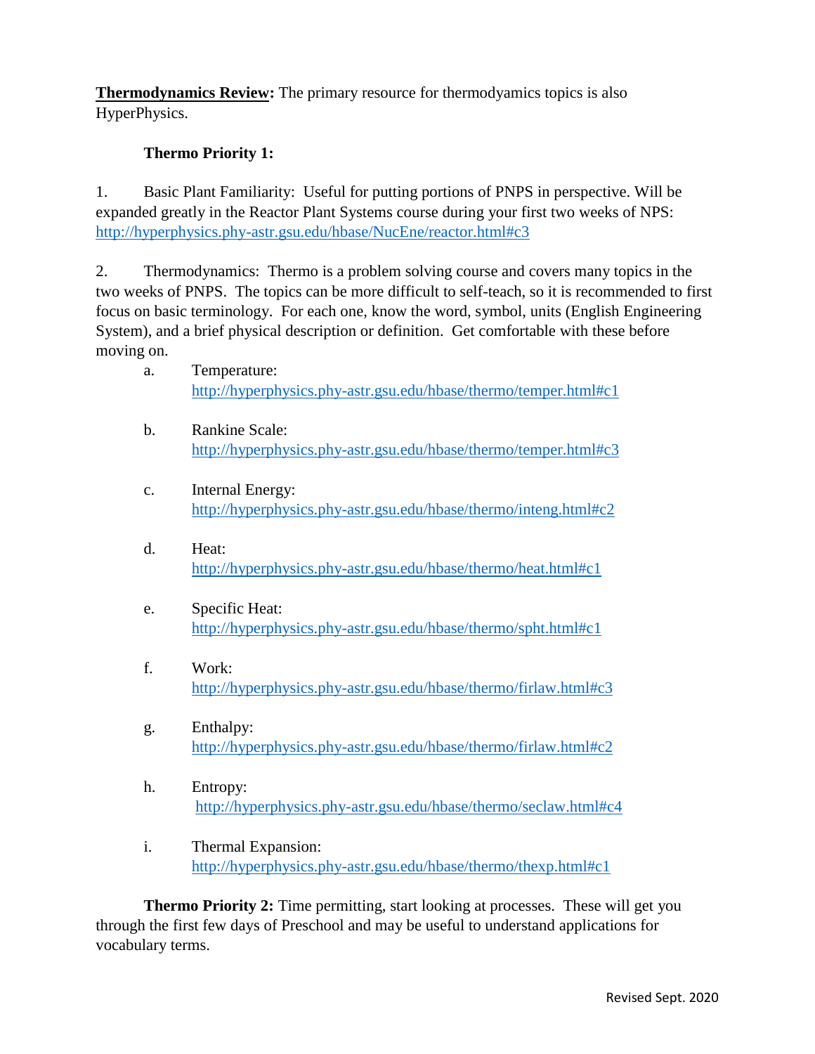**Thermodynamics Review:** The primary resource for thermodyamics topics is also HyperPhysics.

**Thermo Priority 1:**

1. Basic Plant Familiarity: Useful for putting portions of PNPS in perspective. Will be expanded greatly in the Reactor Plant Systems course during your first two weeks of NPS: http://hyperphysics.phy-astr.gsu.edu/hbase/NucEne/reactor.html#c3

2. Thermodynamics: Thermo is a problem solving course and covers many topics in the two weeks of PNPS. The topics can be more difficult to self-teach, so it is recommended to first focus on basic terminology. For each one, know the word, symbol, units (English Engineering System), and a brief physical description or definition. Get comfortable with these before moving on.

   a. Temperature: http://hyperphysics.phy-astr.gsu.edu/hbase/thermo/temper.html#c1

   b. Rankine Scale: http://hyperphysics.phy-astr.gsu.edu/hbase/thermo/temper.html#c3

   c. Internal Energy: http://hyperphysics.phy-astr.gsu.edu/hbase/thermo/inteng.html#c2

   d. Heat: http://hyperphysics.phy-astr.gsu.edu/hbase/thermo/heat.html#c1

   e. Specific Heat: http://hyperphysics.phy-astr.gsu.edu/hbase/thermo/spht.html#c1

   f. Work: http://hyperphysics.phy-astr.gsu.edu/hbase/thermo/firlaw.html#c3

   g. Enthalpy: http://hyperphysics.phy-astr.gsu.edu/hbase/thermo/firlaw.html#c2

   h. Entropy: http://hyperphysics.phy-astr.gsu.edu/hbase/thermo/seclaw.html#c4

   i. Thermal Expansion: http://hyperphysics.phy-astr.gsu.edu/hbase/thermo/thexp.html#c1

**Thermo Priority 2:** Time permitting, start looking at processes. These will get you through the first few days of Preschool and may be useful to understand applications for vocabulary terms.

Revised Sept. 2020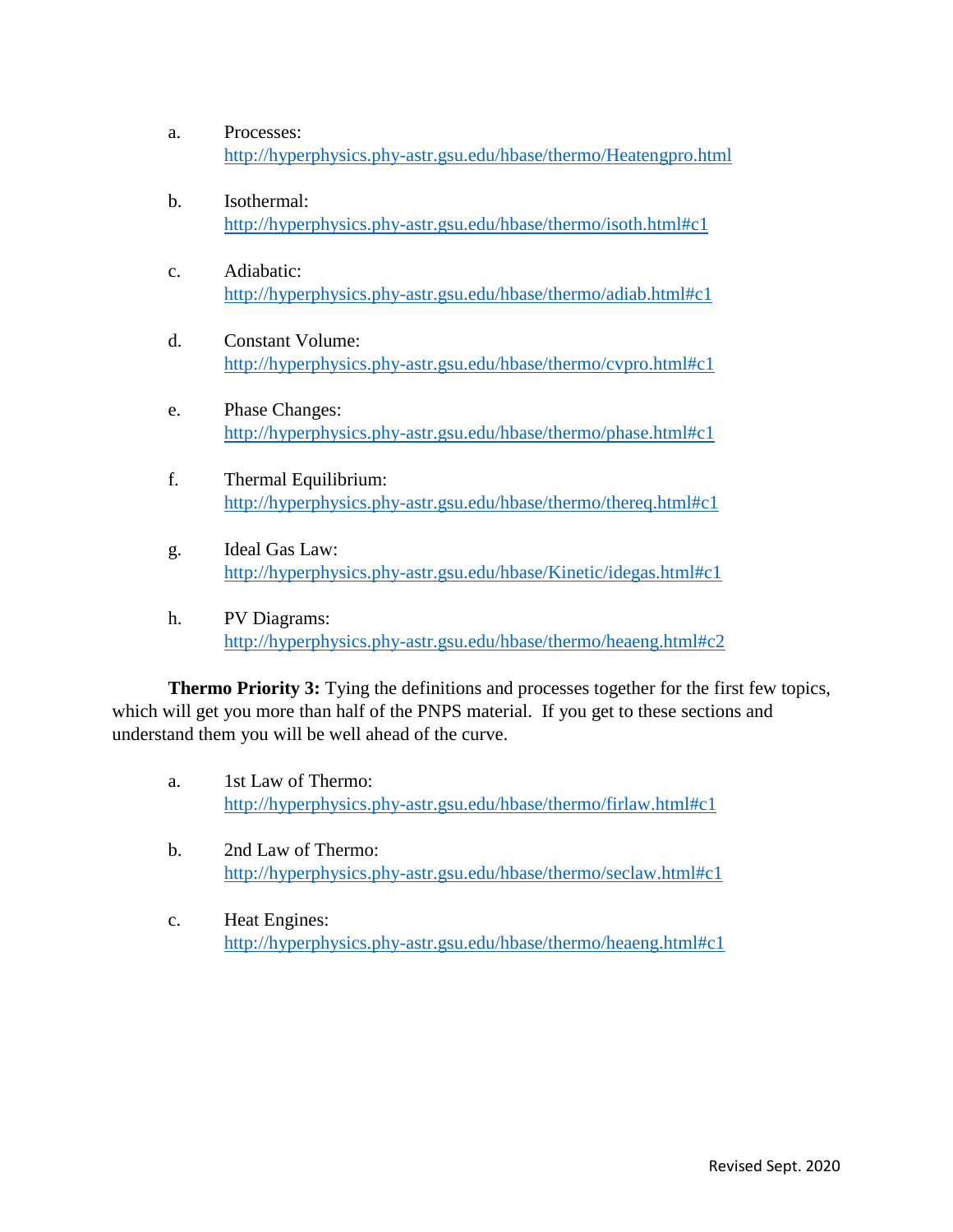a. Processes:
   http://hyperphysics.phy-astr.gsu.edu/hbase/thermo/Heatengpro.html

b. Isothermal:
   http://hyperphysics.phy-astr.gsu.edu/hbase/thermo/isoth.html#c1

c. Adiabatic:
   http://hyperphysics.phy-astr.gsu.edu/hbase/thermo/adiab.html#c1

d. Constant Volume:
   http://hyperphysics.phy-astr.gsu.edu/hbase/thermo/cvpro.html#c1

e. Phase Changes:
   http://hyperphysics.phy-astr.gsu.edu/hbase/thermo/phase.html#c1

f. Thermal Equilibrium:
   http://hyperphysics.phy-astr.gsu.edu/hbase/thermo/thereq.html#c1

g. Ideal Gas Law:
   http://hyperphysics.phy-astr.gsu.edu/hbase/Kinetic/idegas.html#c1

h. PV Diagrams:
   http://hyperphysics.phy-astr.gsu.edu/hbase/thermo/heaeng.html#c2

**Thermo Priority 3:** Tying the definitions and processes together for the first few topics, which will get you more than half of the PNPS material. If you get to these sections and understand them you will be well ahead of the curve.

a. 1st Law of Thermo:
   http://hyperphysics.phy-astr.gsu.edu/hbase/thermo/firlaw.html#c1

b. 2nd Law of Thermo:
   http://hyperphysics.phy-astr.gsu.edu/hbase/thermo/seclaw.html#c1

c. Heat Engines:
   http://hyperphysics.phy-astr.gsu.edu/hbase/thermo/heaeng.html#c1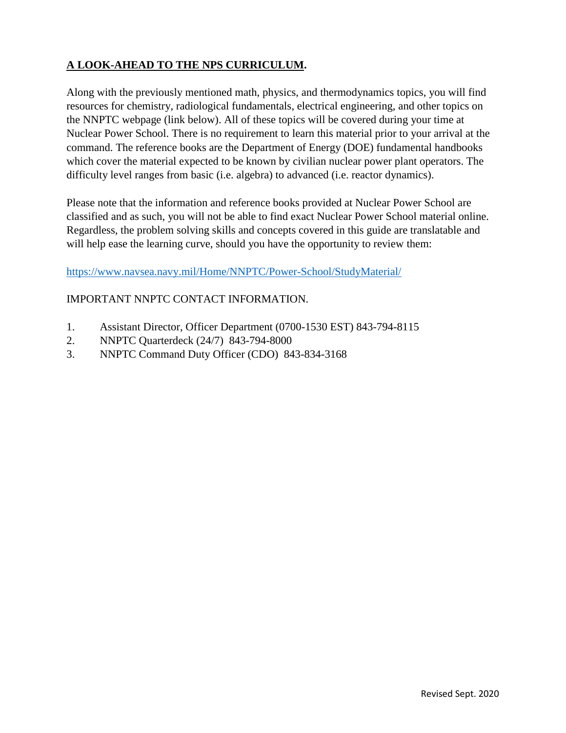**<u>A LOOK-AHEAD TO THE NPS CURRICULUM</u>.**

Along with the previously mentioned math, physics, and thermodynamics topics, you will find resources for chemistry, radiological fundamentals, electrical engineering, and other topics on the NNPTC webpage (link below). All of these topics will be covered during your time at Nuclear Power School. There is no requirement to learn this material prior to your arrival at the command. The reference books are the Department of Energy (DOE) fundamental handbooks which cover the material expected to be known by civilian nuclear power plant operators. The difficulty level ranges from basic (i.e. algebra) to advanced (i.e. reactor dynamics).

Please note that the information and reference books provided at Nuclear Power School are classified and as such, you will not be able to find exact Nuclear Power School material online. Regardless, the problem solving skills and concepts covered in this guide are translatable and will help ease the learning curve, should you have the opportunity to review them:

https://www.navsea.navy.mil/Home/NNPTC/Power-School/StudyMaterial/

IMPORTANT NNPTC CONTACT INFORMATION.

1. Assistant Director, Officer Department (0700-1530 EST) 843-794-8115
2. NNPTC Quarterdeck (24/7) 843-794-8000
3. NNPTC Command Duty Officer (CDO) 843-834-3168

Revised Sept. 2020